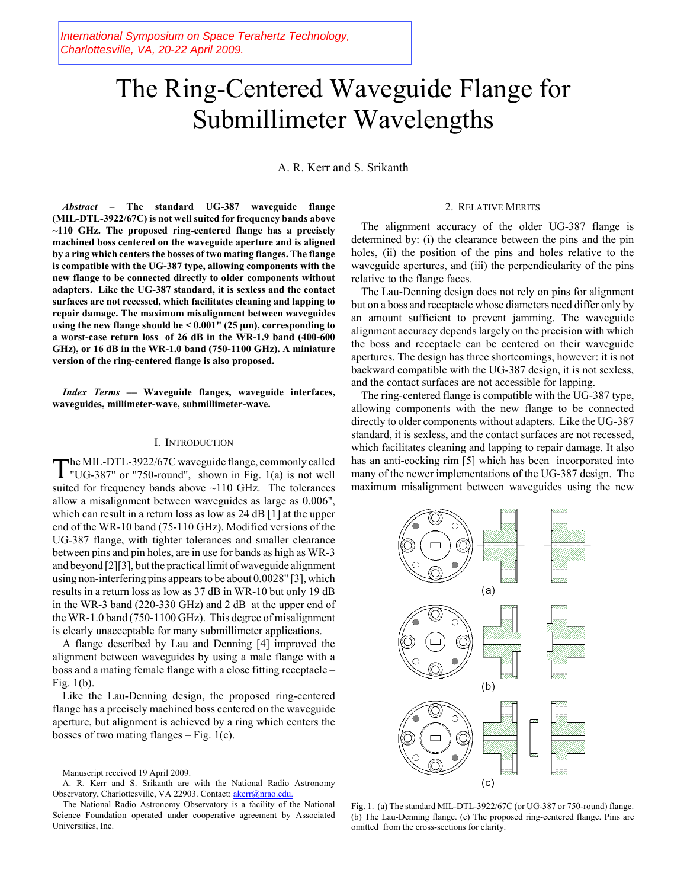International Symposium on Space Terahertz Technology, Charlottesville, VA, 20-22 April 2009.

# The Ring-Centered Waveguide Flange for Submillimeter Wavelengths

A. R. Kerr and S. Srikanth

***Abstract*** **– The standard UG-387 waveguide flange (MIL-DTL-3922/67C) is not well suited for frequency bands above ~110 GHz. The proposed ring-centered flange has a precisely machined boss centered on the waveguide aperture and is aligned by a ring which centers the bosses of two mating flanges. The flange is compatible with the UG-387 type, allowing components with the new flange to be connected directly to older components without adapters. Like the UG-387 standard, it is sexless and the contact surfaces are not recessed, which facilitates cleaning and lapping to repair damage. The maximum misalignment between waveguides using the new flange should be < 0.001" (25 µm), corresponding to a worst-case return loss of 26 dB in the WR-1.9 band (400-600 GHz), or 16 dB in the WR-1.0 band (750-1100 GHz). A miniature version of the ring-centered flange is also proposed.**

***Index Terms*** **— Waveguide flanges, waveguide interfaces, waveguides, millimeter-wave, submillimeter-wave.**

## I. Introduction

The MIL-DTL-3922/67C waveguide flange, commonly called "UG-387" or "750-round", shown in Fig. 1(a) is not well suited for frequency bands above ~110 GHz. The tolerances allow a misalignment between waveguides as large as 0.006", which can result in a return loss as low as 24 dB [1] at the upper end of the WR-10 band (75-110 GHz). Modified versions of the UG-387 flange, with tighter tolerances and smaller clearance between pins and pin holes, are in use for bands as high as WR-3 and beyond [2][3], but the practical limit of waveguide alignment using non-interfering pins appears to be about 0.0028" [3], which results in a return loss as low as 37 dB in WR-10 but only 19 dB in the WR-3 band (220-330 GHz) and 2 dB at the upper end of the WR-1.0 band (750-1100 GHz). This degree of misalignment is clearly unacceptable for many submillimeter applications.

A flange described by Lau and Denning [4] improved the alignment between waveguides by using a male flange with a boss and a mating female flange with a close fitting receptacle – Fig. 1(b).

Like the Lau-Denning design, the proposed ring-centered flange has a precisely machined boss centered on the waveguide aperture, but alignment is achieved by a ring which centers the bosses of two mating flanges – Fig. 1(c).

Manuscript received 19 April 2009.

A. R. Kerr and S. Srikanth are with the National Radio Astronomy Observatory, Charlottesville, VA 22903. Contact: akerr@nrao.edu.

The National Radio Astronomy Observatory is a facility of the National Science Foundation operated under cooperative agreement by Associated Universities, Inc.

## 2. Relative Merits

The alignment accuracy of the older UG-387 flange is determined by: (i) the clearance between the pins and the pin holes, (ii) the position of the pins and holes relative to the waveguide apertures, and (iii) the perpendicularity of the pins relative to the flange faces.

The Lau-Denning design does not rely on pins for alignment but on a boss and receptacle whose diameters need differ only by an amount sufficient to prevent jamming. The waveguide alignment accuracy depends largely on the precision with which the boss and receptacle can be centered on their waveguide apertures. The design has three shortcomings, however: it is not backward compatible with the UG-387 design, it is not sexless, and the contact surfaces are not accessible for lapping.

The ring-centered flange is compatible with the UG-387 type, allowing components with the new flange to be connected directly to older components without adapters. Like the UG-387 standard, it is sexless, and the contact surfaces are not recessed, which facilitates cleaning and lapping to repair damage. It also has an anti-cocking rim [5] which has been incorporated into many of the newer implementations of the UG-387 design. The maximum misalignment between waveguides using the new

Fig. 1. (a) The standard MIL-DTL-3922/67C (or UG-387 or 750-round) flange. (b) The Lau-Denning flange. (c) The proposed ring-centered flange. Pins are omitted from the cross-sections for clarity.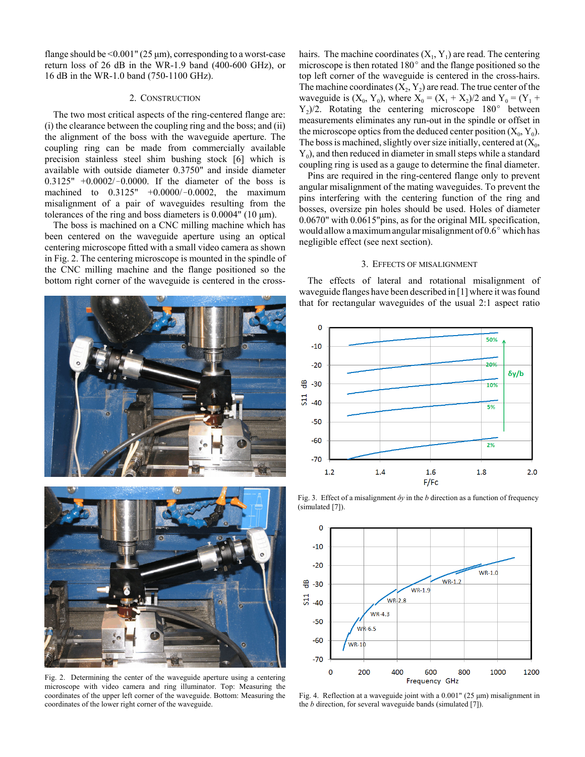flange should be <0.001" (25 µm), corresponding to a worst-case return loss of 26 dB in the WR-1.9 band (400-600 GHz), or 16 dB in the WR-1.0 band (750-1100 GHz).

## 2. Construction

The two most critical aspects of the ring-centered flange are: (i) the clearance between the coupling ring and the boss; and (ii) the alignment of the boss with the waveguide aperture. The coupling ring can be made from commercially available precision stainless steel shim bushing stock [6] which is available with outside diameter 0.3750" and inside diameter 0.3125" +0.0002/−0.0000. If the diameter of the boss is machined to 0.3125" +0.0000/−0.0002, the maximum misalignment of a pair of waveguides resulting from the tolerances of the ring and boss diameters is 0.0004" (10 µm).

The boss is machined on a CNC milling machine which has been centered on the waveguide aperture using an optical centering microscope fitted with a small video camera as shown in Fig. 2. The centering microscope is mounted in the spindle of the CNC milling machine and the flange positioned so the bottom right corner of the waveguide is centered in the cross-hairs. The machine coordinates ($X_1$, $Y_1$) are read. The centering microscope is then rotated 180° and the flange positioned so the top left corner of the waveguide is centered in the cross-hairs. The machine coordinates ($X_2$, $Y_2$) are read. The true center of the waveguide is ($X_0$, $Y_0$), where $X_0 = (X_1 + X_2)/2$ and $Y_0 = (Y_1 + Y_2)/2$. Rotating the centering microscope 180° between measurements eliminates any run-out in the spindle or offset in the microscope optics from the deduced center position ($X_0$, $Y_0$). The boss is machined, slightly over size initially, centered at ($X_0$, $Y_0$), and then reduced in diameter in small steps while a standard coupling ring is used as a gauge to determine the final diameter.

Pins are required in the ring-centered flange only to prevent angular misalignment of the mating waveguides. To prevent the pins interfering with the centering function of the ring and bosses, oversize pin holes should be used. Holes of diameter 0.0670" with 0.0615" pins, as for the original MIL specification, would allow a maximum angular misalignment of 0.6° which has negligible effect (see next section).

Fig. 2. Determining the center of the waveguide aperture using a centering microscope with video camera and ring illuminator. Top: Measuring the coordinates of the upper left corner of the waveguide. Bottom: Measuring the coordinates of the lower right corner of the waveguide.

## 3. Effects of Misalignment

The effects of lateral and rotational misalignment of waveguide flanges have been described in [1] where it was found that for rectangular waveguides of the usual 2:1 aspect ratio

Fig. 3. Effect of a misalignment $\delta y$ in the $b$ direction as a function of frequency (simulated [7]).

Fig. 4. Reflection at a waveguide joint with a 0.001" (25 µm) misalignment in the $b$ direction, for several waveguide bands (simulated [7]).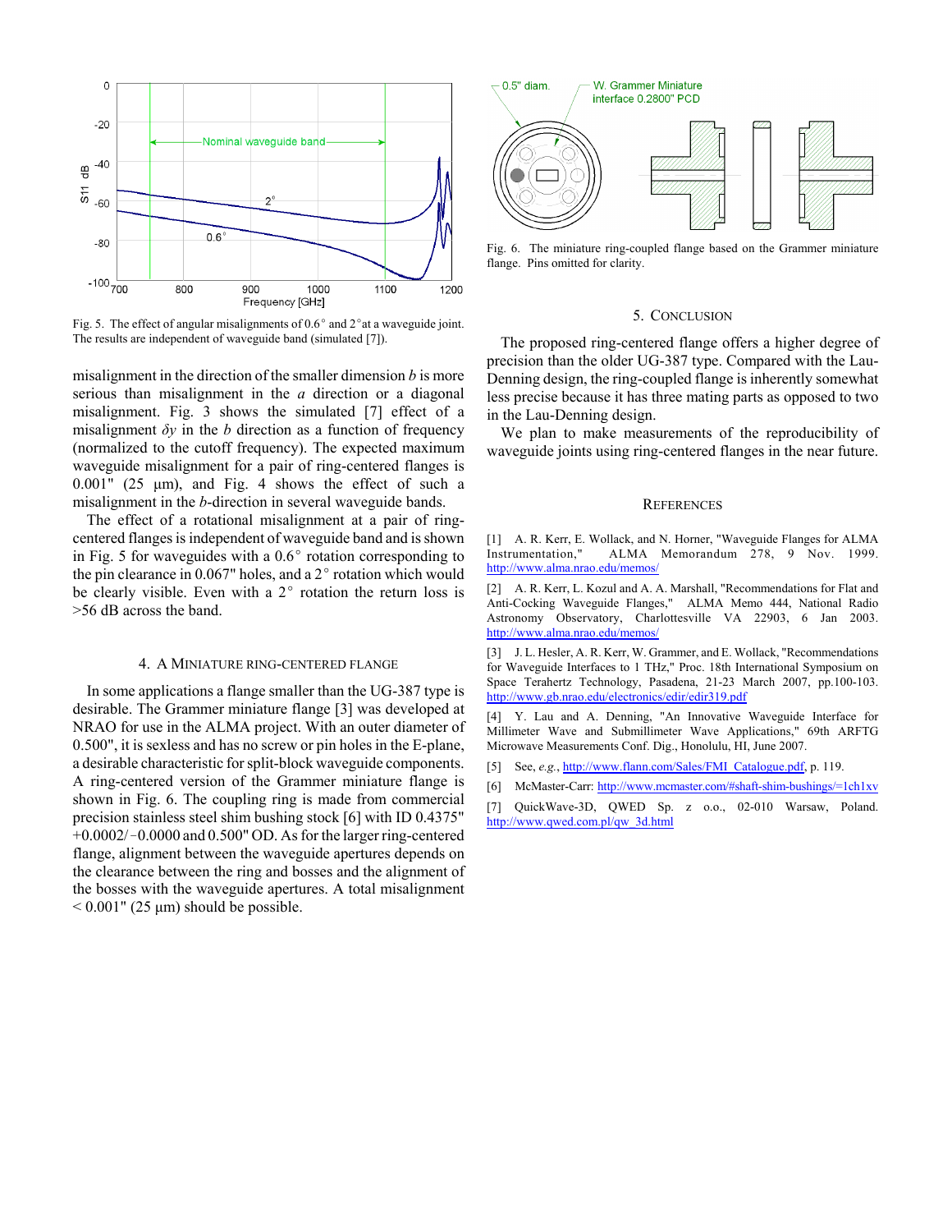0
-20
-40
-60
-80
-100
S11 dB
700
800
900
1000
1100
1200
Frequency [GHz]
Nominal waveguide band
2°
0.6°

Fig. 5. The effect of angular misalignments of 0.6° and 2° at a waveguide joint. The results are independent of waveguide band (simulated [7]).

misalignment in the direction of the smaller dimension $b$ is more serious than misalignment in the $a$ direction or a diagonal misalignment. Fig. 3 shows the simulated [7] effect of a misalignment $\delta y$ in the $b$ direction as a function of frequency (normalized to the cutoff frequency). The expected maximum waveguide misalignment for a pair of ring-centered flanges is 0.001" (25 μm), and Fig. 4 shows the effect of such a misalignment in the $b$-direction in several waveguide bands.

The effect of a rotational misalignment at a pair of ring-centered flanges is independent of waveguide band and is shown in Fig. 5 for waveguides with a 0.6° rotation corresponding to the pin clearance in 0.067" holes, and a 2° rotation which would be clearly visible. Even with a 2° rotation the return loss is >56 dB across the band.

## 4. A Miniature Ring-Centered Flange

In some applications a flange smaller than the UG-387 type is desirable. The Grammer miniature flange [3] was developed at NRAO for use in the ALMA project. With an outer diameter of 0.500", it is sexless and has no screw or pin holes in the E-plane, a desirable characteristic for split-block waveguide components. A ring-centered version of the Grammer miniature flange is shown in Fig. 6. The coupling ring is made from commercial precision stainless steel shim bushing stock [6] with ID 0.4375" +0.0002/−0.0000 and 0.500" OD. As for the larger ring-centered flange, alignment between the waveguide apertures depends on the clearance between the ring and bosses and the alignment of the bosses with the waveguide apertures. A total misalignment < 0.001" (25 μm) should be possible.

0.5" diam.
W. Grammer Miniature interface 0.2800" PCD

Fig. 6. The miniature ring-coupled flange based on the Grammer miniature flange. Pins omitted for clarity.

## 5. Conclusion

The proposed ring-centered flange offers a higher degree of precision than the older UG-387 type. Compared with the Lau-Denning design, the ring-coupled flange is inherently somewhat less precise because it has three mating parts as opposed to two in the Lau-Denning design.

We plan to make measurements of the reproducibility of waveguide joints using ring-centered flanges in the near future.

## References

[1] A. R. Kerr, E. Wollack, and N. Horner, "Waveguide Flanges for ALMA Instrumentation," ALMA Memorandum 278, 9 Nov. 1999. http://www.alma.nrao.edu/memos/

[2] A. R. Kerr, L. Kozul and A. A. Marshall, "Recommendations for Flat and Anti-Cocking Waveguide Flanges," ALMA Memo 444, National Radio Astronomy Observatory, Charlottesville VA 22903, 6 Jan 2003. http://www.alma.nrao.edu/memos/

[3] J. L. Hesler, A. R. Kerr, W. Grammer, and E. Wollack, "Recommendations for Waveguide Interfaces to 1 THz," Proc. 18th International Symposium on Space Terahertz Technology, Pasadena, 21-23 March 2007, pp.100-103. http://www.gb.nrao.edu/electronics/edir/edir319.pdf

[4] Y. Lau and A. Denning, "An Innovative Waveguide Interface for Millimeter Wave and Submillimeter Wave Applications," 69th ARFTG Microwave Measurements Conf. Dig., Honolulu, HI, June 2007.

[5] See, *e.g.*, http://www.flann.com/Sales/FMI_Catalogue.pdf, p. 119.

[6] McMaster-Carr: http://www.mcmaster.com/#shaft-shim-bushings/=1ch1xv

[7] QuickWave-3D, QWED Sp. z o.o., 02-010 Warsaw, Poland. http://www.qwed.com.pl/qw_3d.html